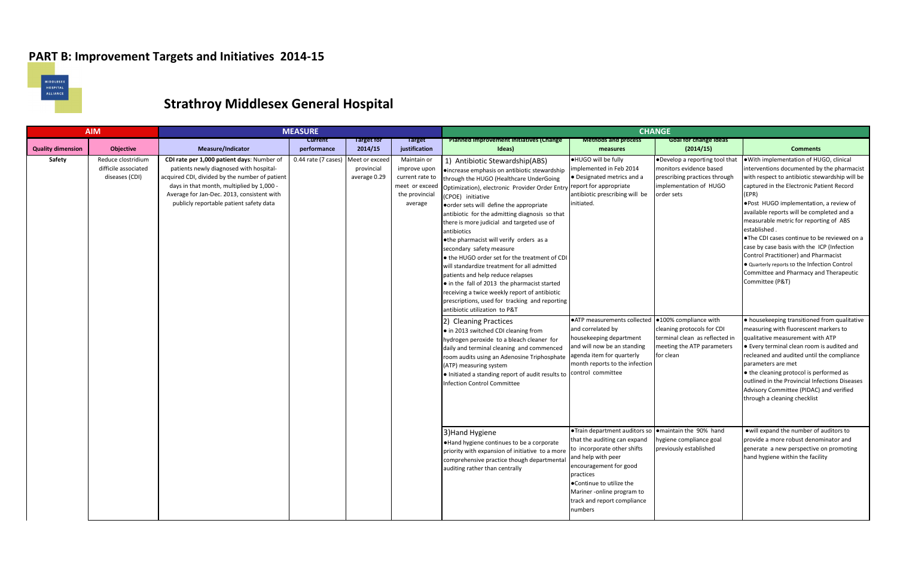# PART B: Improvement Targets and Initiatives 2014-15

## Strathroy Middlesex General Hospital

| AIM | | MEASURE | | | | CHANGE | | | |
|---|---|---|---|---|---|---|---|---|---|
| **Quality dimension** | **Objective** | **Measure/Indicator** | **Current performance** | **Target for 2014/15** | **Target justification** | **Planned improvement initiatives (Change Ideas)** | **Methods and process measures** | **Goal for change ideas (2014/15)** | **Comments** |
| **Safety** | Reduce clostridium difficile associated diseases (CDI) | **CDI rate per 1,000 patient days**: Number of patients newly diagnosed with hospital-acquired CDI, divided by the number of patient days in that month, multiplied by 1,000 - Average for Jan-Dec. 2013, consistent with publicly reportable patient safety data | 0.44 rate (7 cases) | Meet or exceed provincial average 0.29 | Maintain or improve upon current rate to meet or exceed the provincial average | 1) Antibiotic Stewardship(ABS) ●increase emphasis on antibiotic stewardship through the HUGO (Healthcare UnderGoing Optimization), electronic Provider Order Entry (CPOE) initiative ●order sets will define the appropriate antibiotic for the admitting diagnosis so that there is more judicial and targeted use of antibiotics ●the pharmacist will verify orders as a secondary safety measure ● the HUGO order set for the treatment of CDI will standardize treatment for all admitted patients and help reduce relapses ● in the fall of 2013 the pharmacist started receiving a twice weekly report of antibiotic prescriptions, used for tracking and reporting antibiotic utilization to P&T | ●HUGO will be fully implemented in Feb 2014 ● Designated metrics and a report for appropriate antibiotic prescribing will be initiated. | ●Develop a reporting tool that monitors evidence based prescribing practices through implementation of HUGO order sets | ●With implementation of HUGO, clinical interventions documented by the pharmacist with respect to antibiotic stewardship will be captured in the Electronic Patient Record (EPR) ●Post HUGO implementation, a review of available reports will be completed and a measurable metric for reporting of ABS established . ●The CDI cases continue to be reviewed on a case by case basis with the ICP (Infection Control Practitioner) and Pharmacist ● Quarterly reports to the Infection Control Committee and Pharmacy and Therapeutic Committee (P&T) |
| | | | | | | 2) Cleaning Practices ● in 2013 switched CDI cleaning from hydrogen peroxide to a bleach cleaner for daily and terminal cleaning and commenced room audits using an Adenosine Triphosphate (ATP) measuring system ● Initiated a standing report of audit results to Infection Control Committee | ●ATP measurements collected and correlated by housekeeping department and will now be an standing agenda item for quarterly month reports to the infection control committee | ●100% compliance with cleaning protocols for CDI terminal clean as reflected in meeting the ATP parameters for clean | ● housekeeping transitioned from qualitative measuring with fluorescent markers to qualitative measurement with ATP ● Every terminal clean room is audited and recleaned and audited until the compliance parameters are met ● the cleaning protocol is performed as outlined in the Provincial Infections Diseases Advisory Committee (PIDAC) and verified through a cleaning checklist |
| | | | | | | 3)Hand Hygiene ●Hand hygiene continues to be a corporate priority with expansion of initiative to a more comprehensive practice though departmental auditing rather than centrally | ●Train department auditors so that the auditing can expand to incorporate other shifts and help with peer encouragement for good practices ●Continue to utilize the Mariner -online program to track and report compliance numbers | ●maintain the 90% hand hygiene compliance goal previously established | ●will expand the number of auditors to provide a more robust denominator and generate a new perspective on promoting hand hygiene within the facility |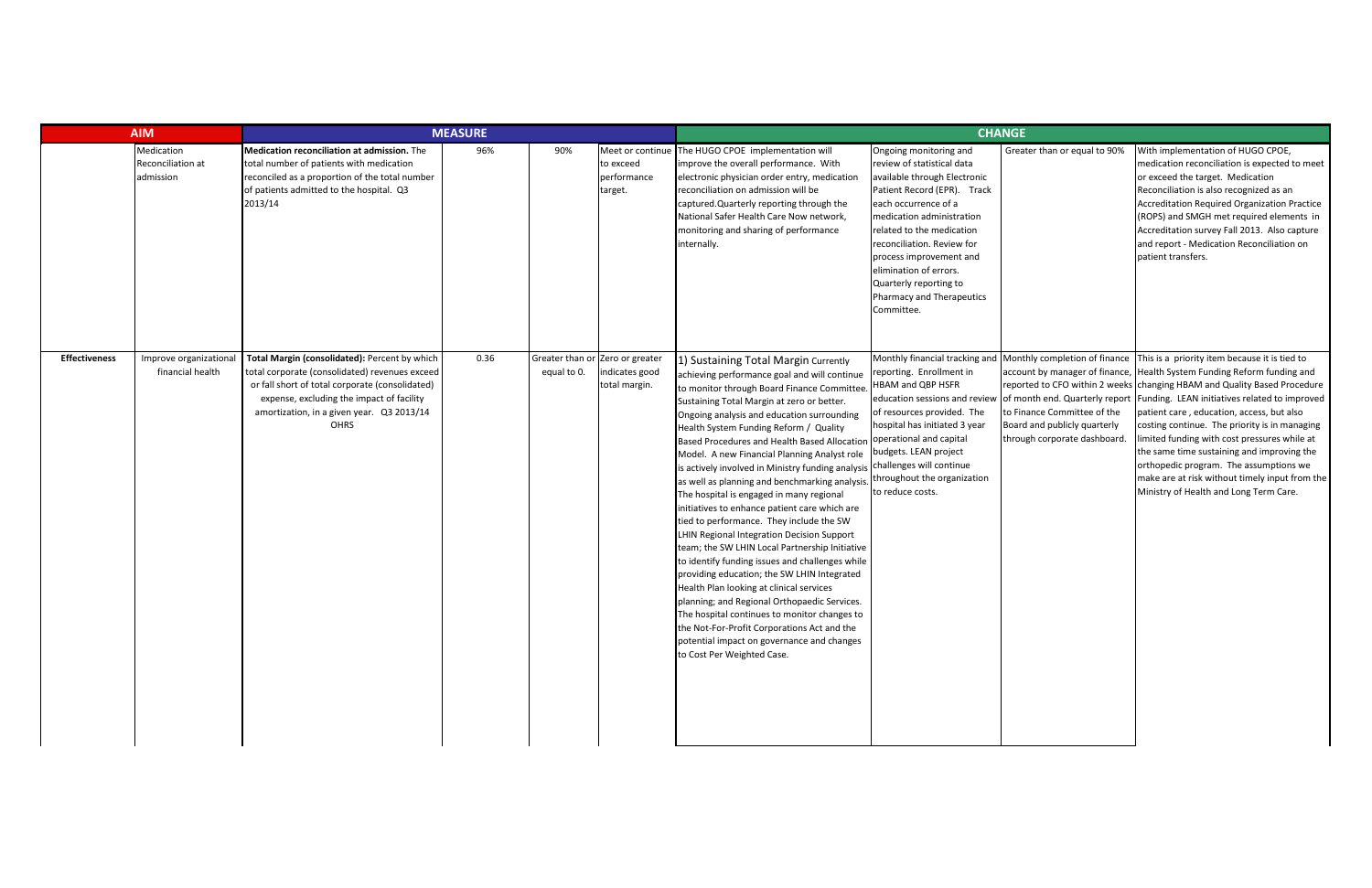| AIM | | MEASURE | | | | CHANGE | | | |
|---|---|---|---|---|---|---|---|---|---|
| | Medication Reconciliation at admission | **Medication reconciliation at admission.** The total number of patients with medication reconciled as a proportion of the total number of patients admitted to the hospital. Q3 2013/14 | 96% | 90% | Meet or continue to exceed performance target. | The HUGO CPOE implementation will improve the overall performance. With electronic physician order entry, medication reconciliation on admission will be captured.Quarterly reporting through the National Safer Health Care Now network, monitoring and sharing of performance internally. | Ongoing monitoring and review of statistical data available through Electronic Patient Record (EPR). Track each occurrence of a medication administration related to the medication reconciliation. Review for process improvement and elimination of errors. Quarterly reporting to Pharmacy and Therapeutics Committee. | Greater than or equal to 90% | With implementation of HUGO CPOE, medication reconciliation is expected to meet or exceed the target. Medication Reconciliation is also recognized as an Accreditation Required Organization Practice (ROPS) and SMGH met required elements in Accreditation survey Fall 2013. Also capture and report - Medication Reconciliation on patient transfers. |
| **Effectiveness** | Improve organizational financial health | **Total Margin (consolidated):** Percent by which total corporate (consolidated) revenues exceed or fall short of total corporate (consolidated) expense, excluding the impact of facility amortization, in a given year. Q3 2013/14 OHRS | 0.36 | Greater than or equal to 0. | Zero or greater indicates good total margin. | 1) Sustaining Total Margin Currently achieving performance goal and will continue to monitor through Board Finance Committee. Sustaining Total Margin at zero or better. Ongoing analysis and education surrounding Health System Funding Reform / Quality Based Procedures and Health Based Allocation Model. A new Financial Planning Analyst role is actively involved in Ministry funding analysis as well as planning and benchmarking analysis. The hospital is engaged in many regional initiatives to enhance patient care which are tied to performance. They include the SW LHIN Regional Integration Decision Support team; the SW LHIN Local Partnership Initiative to identify funding issues and challenges while providing education; the SW LHIN Integrated Health Plan looking at clinical services planning; and Regional Orthopaedic Services. The hospital continues to monitor changes to the Not-For-Profit Corporations Act and the potential impact on governance and changes to Cost Per Weighted Case. | Monthly financial tracking and reporting. Enrollment in HBAM and QBP HSFR education sessions and review of resources provided. The hospital has initiated 3 year operational and capital budgets. LEAN project challenges will continue throughout the organization to reduce costs. | Monthly completion of finance account by manager of finance, reported to CFO within 2 weeks of month end. Quarterly report to Finance Committee of the Board and publicly quarterly through corporate dashboard. | This is a priority item because it is tied to Health System Funding Reform funding and changing HBAM and Quality Based Procedure Funding. LEAN initiatives related to improved patient care , education, access, but also costing continue. The priority is in managing limited funding with cost pressures while at the same time sustaining and improving the orthopedic program. The assumptions we make are at risk without timely input from the Ministry of Health and Long Term Care. |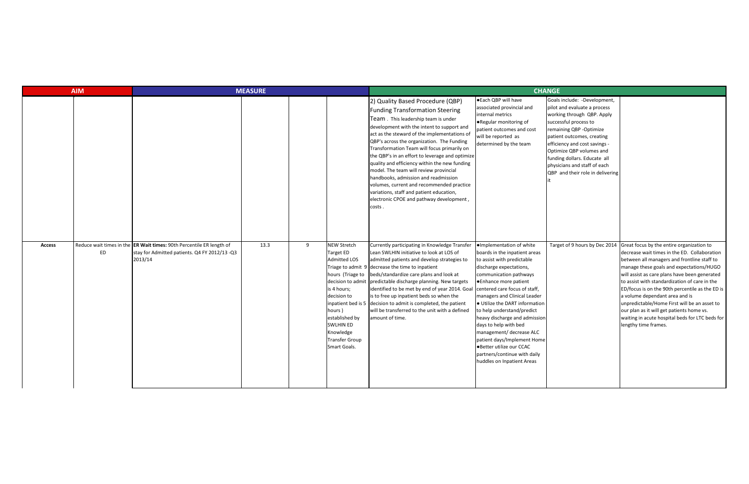| AIM | | MEASURE | | | | CHANGE | | | |
|---|---|---|---|---|---|---|---|---|---|
| | | | | | | 2) Quality Based Procedure (QBP) Funding Transformation Steering Team . This leadership team is under development with the intent to support and act as the steward of the implementations of QBP's across the organization. The Funding Transformation Team will focus primarily on the QBP's in an effort to leverage and optimize quality and efficiency within the new funding model. The team will review provincial handbooks, admission and readmission volumes, current and recommended practice variations, staff and patient education, electronic CPOE and pathway development , costs . | •Each QBP will have associated provincial and internal metrics •Regular monitoring of patient outcomes and cost will be reported as determined by the team | Goals include: -Development, pilot and evaluate a process working through QBP. Apply successful process to remaining QBP -Optimize patient outcomes, creating efficiency and cost savings - Optimize QBP volumes and funding dollars. Educate all physicians and staff of each QBP and their role in delivering it | |
| **Access** | Reduce wait times in the ED | **ER Wait times:** 90th Percentile ER length of stay for Admitted patients. Q4 FY 2012/13 -Q3 2013/14 | 13.3 | 9 | NEW Stretch Target ED Admitted LOS Triage to admit 9 hours (Triage to decision to admit is 4 hours; decision to inpatient bed is 5 hours ) established by SWLHIN ED Knowledge Transfer Group Smart Goals. | Currently participating in Knowledge Transfer Lean SWLHIN initiative to look at LOS of admitted patients and develop strategies to decrease the time to inpatient beds/standardize care plans and look at predictable discharge planning. New targets identified to be met by end of year 2014. Goal is to free up inpatient beds so when the decision to admit is completed, the patient will be transferred to the unit with a defined amount of time. | •Implementation of white boards in the inpatient areas to assist with predictable discharge expectations, communication pathways •Enhance more patient centered care focus of staff, managers and Clinical Leader • Utilize the DART information to help understand/predict heavy discharge and admission days to help with bed management/ decrease ALC patient days/Implement Home •Better utilize our CCAC partners/continue with daily huddles on Inpatient Areas | Target of 9 hours by Dec 2014 | Great focus by the entire organization to decrease wait times in the ED. Collaboration between all managers and frontline staff to manage these goals and expectations/HUGO will assist as care plans have been generated to assist with standardization of care in the ED/focus is on the 90th percentile as the ED is a volume dependant area and is unpredictable/Home First will be an asset to our plan as it will get patients home vs. waiting in acute hospital beds for LTC beds for lengthy time frames. |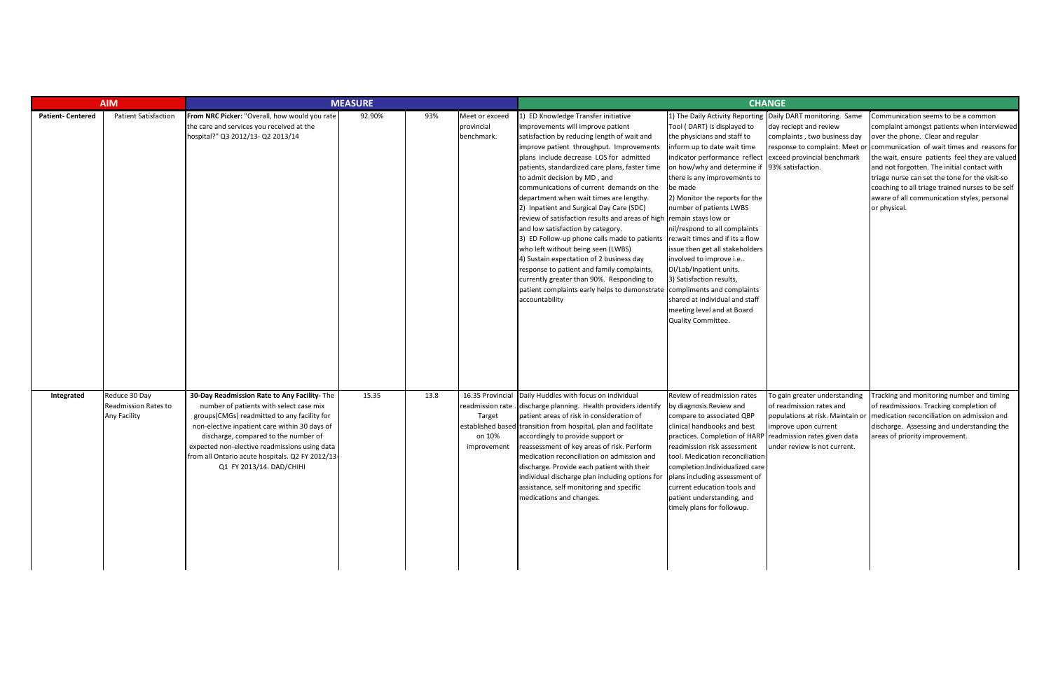| AIM | | MEASURE | | | | CHANGE | | | |
|---|---|---|---|---|---|---|---|---|---|
| **Patient- Centered** | Patient Satisfaction | **From NRC Picker:** "Overall, how would you rate the care and services you received at the hospital?" Q3 2012/13- Q2 2013/14 | 92.90% | 93% | Meet or exceed provincial benchmark. | 1) ED Knowledge Transfer initiative improvements will improve patient satisfaction by reducing length of wait and improve patient throughput. Improvements plans include decrease LOS for admitted patients, standardized care plans, faster time to admit decision by MD , and communications of current demands on the department when wait times are lengthy. 2) Inpatient and Surgical Day Care (SDC) review of satisfaction results and areas of high and low satisfaction by category. 3) ED Follow-up phone calls made to patients who left without being seen (LWBS) 4) Sustain expectation of 2 business day response to patient and family complaints, currently greater than 90%. Responding to patient complaints early helps to demonstrate accountability | 1) The Daily Activity Reporting Tool ( DART) is displayed to the physicians and staff to inform up to date wait time indicator performance reflect on how/why and determine if there is any improvements to be made 2) Monitor the reports for the number of patients LWBS remain stays low or nil/respond to all complaints re:wait times and if its a flow issue then get all stakeholders involved to improve i.e.. DI/Lab/Inpatient units. 3) Satisfaction results, compliments and complaints shared at individual and staff meeting level and at Board Quality Committee. | Daily DART monitoring. Same day reciept and review complaints , two business day response to complaint. Meet or exceed provincial benchmark 93% satisfaction. | Communication seems to be a common complaint amongst patients when interviewed over the phone. Clear and regular communication of wait times and reasons for the wait, ensure patients feel they are valued and not forgotten. The initial contact with triage nurse can set the tone for the visit-so coaching to all triage trained nurses to be self aware of all communication styles, personal or physical. |
| **Integrated** | Reduce 30 Day Readmission Rates to Any Facility | **30-Day Readmission Rate to Any Facility-** The number of patients with select case mix groups(CMGs) readmitted to any facility for non-elective inpatient care within 30 days of discharge, compared to the number of expected non-elective readmissions using data from all Ontario acute hospitals. Q2 FY 2013/14- Q1 FY 2013/14. DAD/CHIHI | 15.35 | 13.8 | 16.35 Provincial readmission rate . Target established based on 10% improvement | Daily Huddles with focus on individual discharge planning. Health providers identify patient areas of risk in consideration of transition from hospital, plan and facilitate accordingly to provide support or reassessment of key areas of risk. Perform medication reconciliation on admission and discharge. Provide each patient with their individual discharge plan including options for assistance, self monitoring and specific medications and changes. | Review of readmission rates by diagnosis.Review and compare to associated QBP clinical handbooks and best practices. Completion of HARP readmission risk assessment tool. Medication reconciliation completion.Individualized care plans including assessment of current education tools and patient understanding, and timely plans for followup. | To gain greater understanding of readmission rates and populations at risk. Maintain or improve upon current readmission rates given data under review is not current. | Tracking and monitoring number and timing of readmissions. Tracking completion of medication reconciliation on admission and discharge. Assessing and understanding the areas of priority improvement. |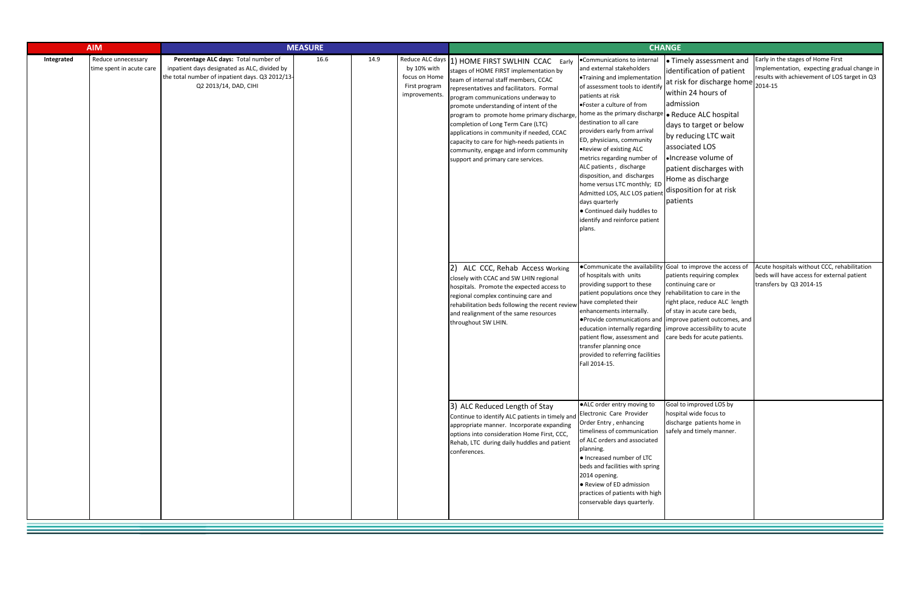| AIM | | MEASURE | | | | CHANGE | | | |
|---|---|---|---|---|---|---|---|---|---|
| **Integrated** | Reduce unnecessary time spent in acute care | **Percentage ALC days:** Total number of inpatient days designated as ALC, divided by the total number of inpatient days. Q3 2012/13-Q2 2013/14, DAD, CIHI | 16.6 | 14.9 | Reduce ALC days by 10% with focus on Home First program improvements. | 1) HOME FIRST SWLHIN CCAC Early stages of HOME FIRST implementation by team of internal staff members, CCAC representatives and facilitators. Formal program communications underway to promote understanding of intent of the program to promote home primary discharge, completion of Long Term Care (LTC) applications in community if needed, CCAC capacity to care for high-needs patients in community, engage and inform community support and primary care services. | •Communications to internal and external stakeholders •Training and implementation of assessment tools to identify patients at risk •Foster a culture of from home as the primary discharge destination to all care providers early from arrival ED, physicians, community •Review of existing ALC metrics regarding number of ALC patients , discharge disposition, and discharges home versus LTC monthly; ED Admitted LOS, ALC LOS patient days quarterly • Continued daily huddles to identify and reinforce patient plans. | • Timely assessment and identification of patient at risk for discharge home within 24 hours of admission • Reduce ALC hospital days to target or below by reducing LTC wait associated LOS •Increase volume of patient discharges with Home as discharge disposition for at risk patients | Early in the stages of Home First Implementation, expecting gradual change in results with achievement of LOS target in Q3 2014-15 |
| | | | | | | 2) ALC CCC, Rehab Access Working closely with CCAC and SW LHIN regional hospitals. Promote the expected access to regional complex continuing care and rehabilitation beds following the recent review and realignment of the same resources throughout SW LHIN. | •Communicate the availability of hospitals with units providing support to these patient populations once they have completed their enhancements internally. •Provide communications and education internally regarding patient flow, assessment and transfer planning once provided to referring facilities Fall 2014-15. | Goal to improve the access of patients requiring complex continuing care or rehabilitation to care in the right place, reduce ALC length of stay in acute care beds, improve patient outcomes, and improve accessibility to acute care beds for acute patients. | Acute hospitals without CCC, rehabilitation beds will have access for external patient transfers by Q3 2014-15 |
| | | | | | | 3) ALC Reduced Length of Stay Continue to identify ALC patients in timely and appropriate manner. Incorporate expanding options into consideration Home First, CCC, Rehab, LTC during daily huddles and patient conferences. | •ALC order entry moving to Electronic Care Provider Order Entry , enhancing timeliness of communication of ALC orders and associated planning. • Increased number of LTC beds and facilities with spring 2014 opening. • Review of ED admission practices of patients with high conservable days quarterly. | Goal to improved LOS by hospital wide focus to discharge patients home in safely and timely manner. | |